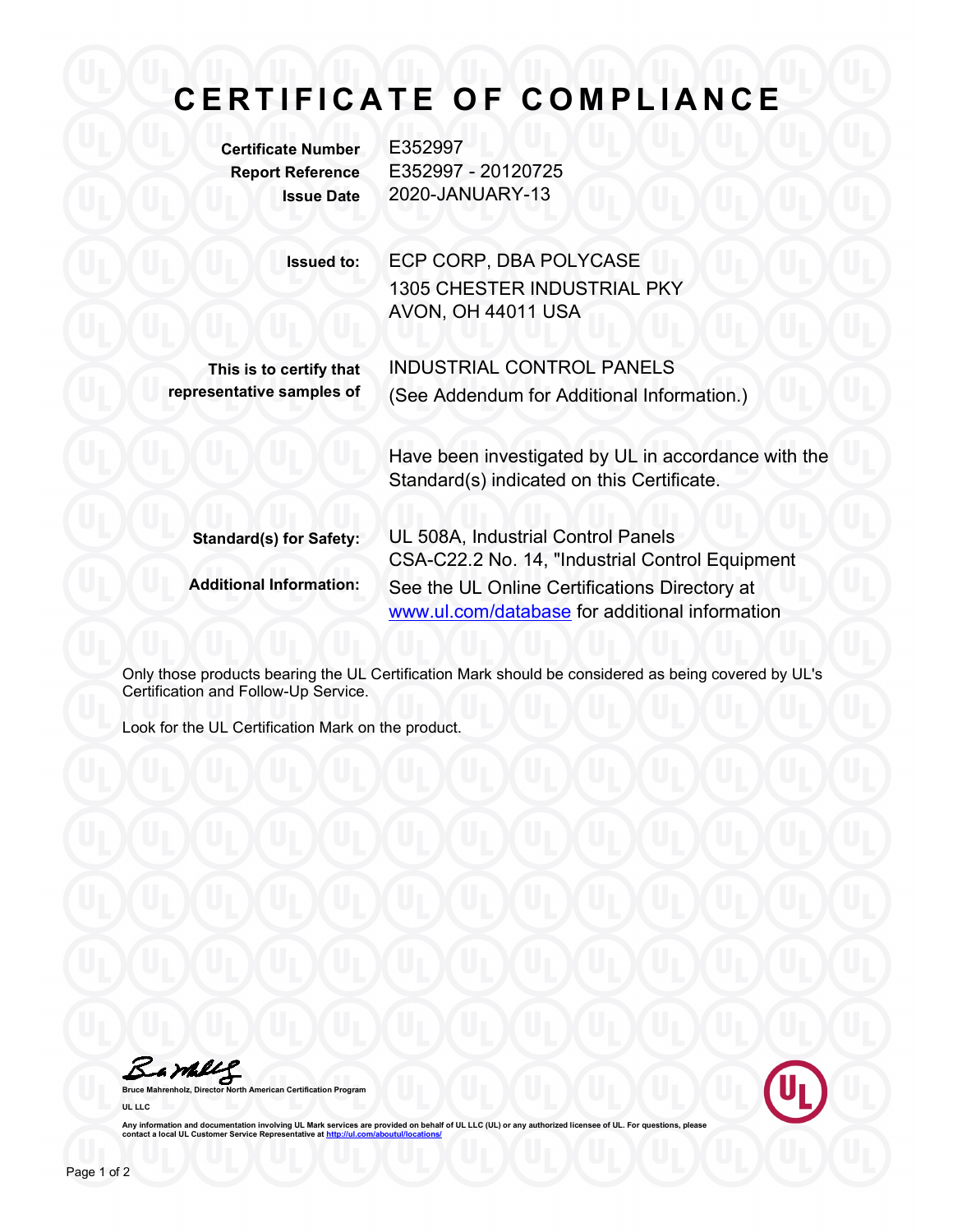# CERTIFICATE OF COMPLIANCE

**Certificate Number** E352997
**Report Reference** E352997 - 20120725
**Issue Date** 2020-JANUARY-13

**Issued to:** ECP CORP, DBA POLYCASE
1305 CHESTER INDUSTRIAL PKY
AVON, OH 44011 USA

**This is to certify that representative samples of** INDUSTRIAL CONTROL PANELS
(See Addendum for Additional Information.)

Have been investigated by UL in accordance with the Standard(s) indicated on this Certificate.

**Standard(s) for Safety:** UL 508A, Industrial Control Panels
CSA-C22.2 No. 14, "Industrial Control Equipment

**Additional Information:** See the UL Online Certifications Directory at www.ul.com/database for additional information

Only those products bearing the UL Certification Mark should be considered as being covered by UL's Certification and Follow-Up Service.

Look for the UL Certification Mark on the product.

Bruce Mahrenholz, Director North American Certification Program

UL LLC

Any information and documentation involving UL Mark services are provided on behalf of UL LLC (UL) or any authorized licensee of UL. For questions, please contact a local UL Customer Service Representative at http://ul.com/aboutul/locations/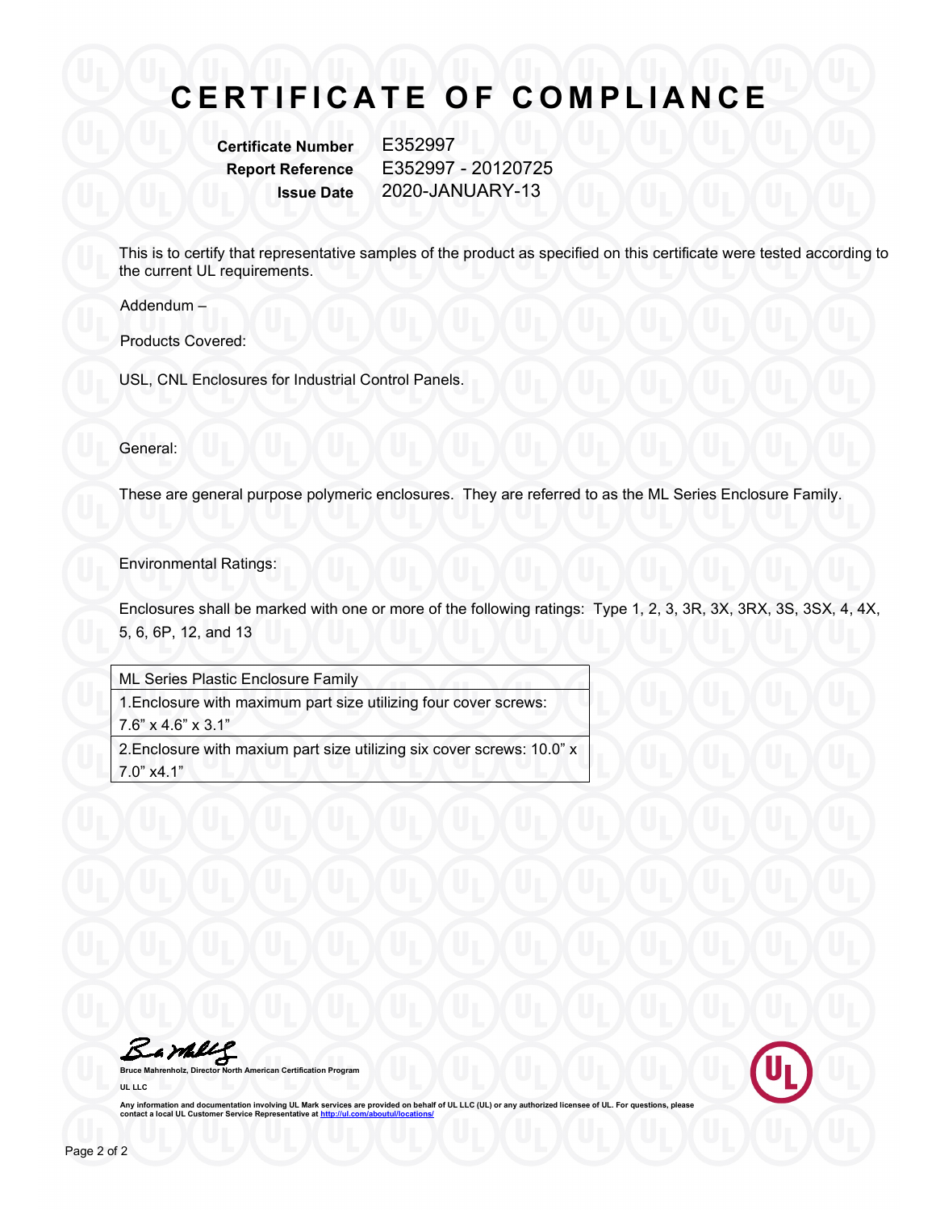# CERTIFICATE OF COMPLIANCE

**Certificate Number** E352997
**Report Reference** E352997 - 20120725
**Issue Date** 2020-JANUARY-13

This is to certify that representative samples of the product as specified on this certificate were tested according to the current UL requirements.

Addendum –

Products Covered:

USL, CNL Enclosures for Industrial Control Panels.

General:

These are general purpose polymeric enclosures. They are referred to as the ML Series Enclosure Family.

Environmental Ratings:

Enclosures shall be marked with one or more of the following ratings: Type 1, 2, 3, 3R, 3X, 3RX, 3S, 3SX, 4, 4X, 5, 6, 6P, 12, and 13

| ML Series Plastic Enclosure Family |
| --- |
| 1.Enclosure with maximum part size utilizing four cover screws: 7.6" x 4.6" x 3.1" |
| 2.Enclosure with maxium part size utilizing six cover screws: 10.0" x 7.0" x4.1" |

Bruce Mahrenholz, Director North American Certification Program

UL LLC

Any information and documentation involving UL Mark services are provided on behalf of UL LLC (UL) or any authorized licensee of UL. For questions, please contact a local UL Customer Service Representative at http://ul.com/aboutul/locations/